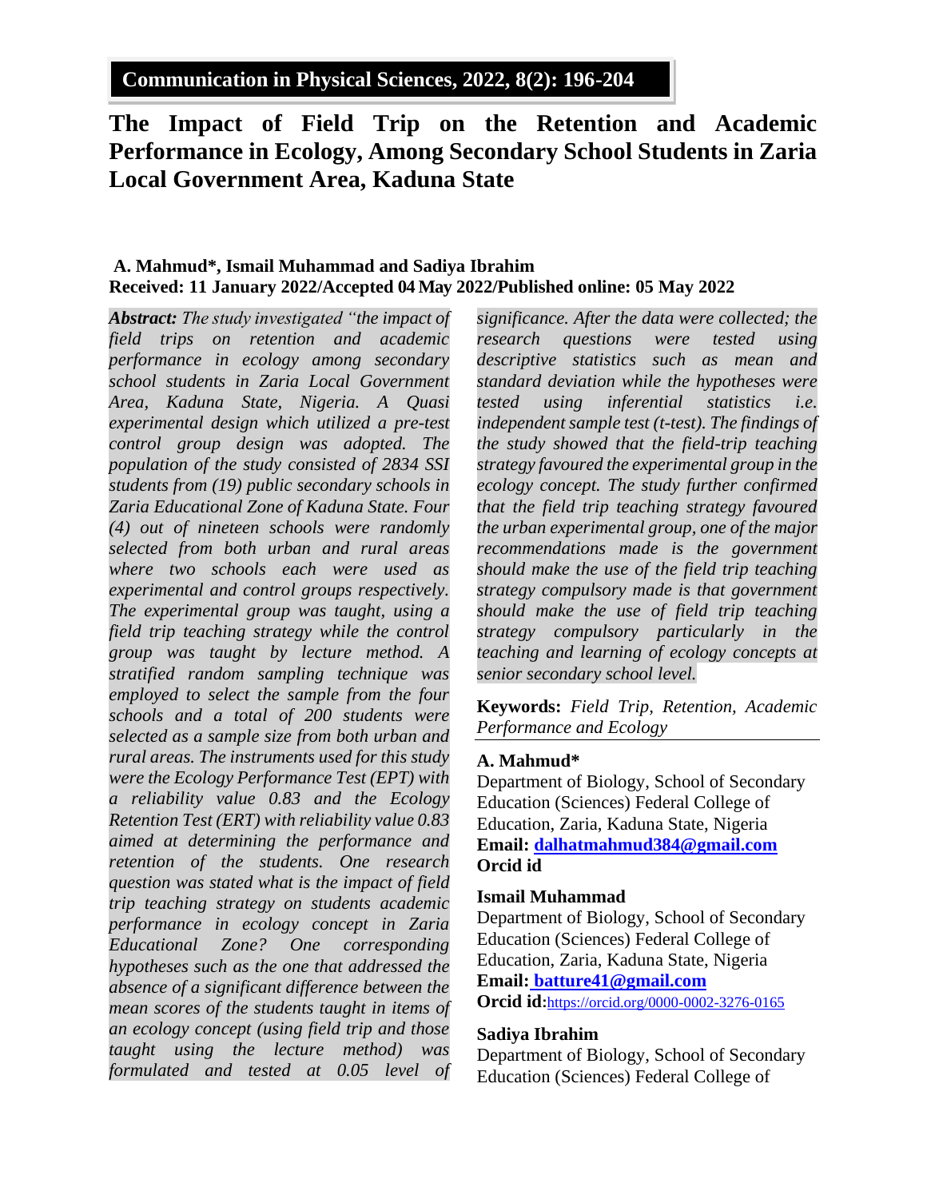# The Impact of Field Trip on the Retention and Academic Performance in Ecology, Among Secondary School Students in Zaria Local Government Area, Kaduna State

**A. Mahmud\*, Ismail Muhammad and Sadiya Ibrahim**

**Received: 11 January 2022/Accepted 04 May 2022/Published online: 05 May 2022**

***Abstract:*** *The study investigated "the impact of field trips on retention and academic performance in ecology among secondary school students in Zaria Local Government Area, Kaduna State, Nigeria. A Quasi experimental design which utilized a pre-test control group design was adopted. The population of the study consisted of 2834 SSI students from (19) public secondary schools in Zaria Educational Zone of Kaduna State. Four (4) out of nineteen schools were randomly selected from both urban and rural areas where two schools each were used as experimental and control groups respectively. The experimental group was taught, using a field trip teaching strategy while the control group was taught by lecture method. A stratified random sampling technique was employed to select the sample from the four schools and a total of 200 students were selected as a sample size from both urban and rural areas. The instruments used for this study were the Ecology Performance Test (EPT) with a reliability value 0.83 and the Ecology Retention Test (ERT) with reliability value 0.83 aimed at determining the performance and retention of the students. One research question was stated what is the impact of field trip teaching strategy on students academic performance in ecology concept in Zaria Educational Zone? One corresponding hypotheses such as the one that addressed the absence of a significant difference between the mean scores of the students taught in items of an ecology concept (using field trip and those taught using the lecture method) was formulated and tested at 0.05 level of significance. After the data were collected; the research questions were tested using descriptive statistics such as mean and standard deviation while the hypotheses were tested using inferential statistics i.e. independent sample test (t-test). The findings of the study showed that the field-trip teaching strategy favoured the experimental group in the ecology concept. The study further confirmed that the field trip teaching strategy favoured the urban experimental group, one of the major recommendations made is the government should make the use of the field trip teaching strategy compulsory made is that government should make the use of field trip teaching strategy compulsory particularly in the teaching and learning of ecology concepts at senior secondary school level.*

**Keywords:** *Field Trip, Retention, Academic Performance and Ecology*

**A. Mahmud\***
Department of Biology, School of Secondary Education (Sciences) Federal College of Education, Zaria, Kaduna State, Nigeria
**Email: dalhatmahmud384@gmail.com**
**Orcid id**

**Ismail Muhammad**
Department of Biology, School of Secondary Education (Sciences) Federal College of Education, Zaria, Kaduna State, Nigeria
**Email: batture41@gmail.com**
**Orcid id**: https://orcid.org/0000-0002-3276-0165

**Sadiya Ibrahim**
Department of Biology, School of Secondary Education (Sciences) Federal College of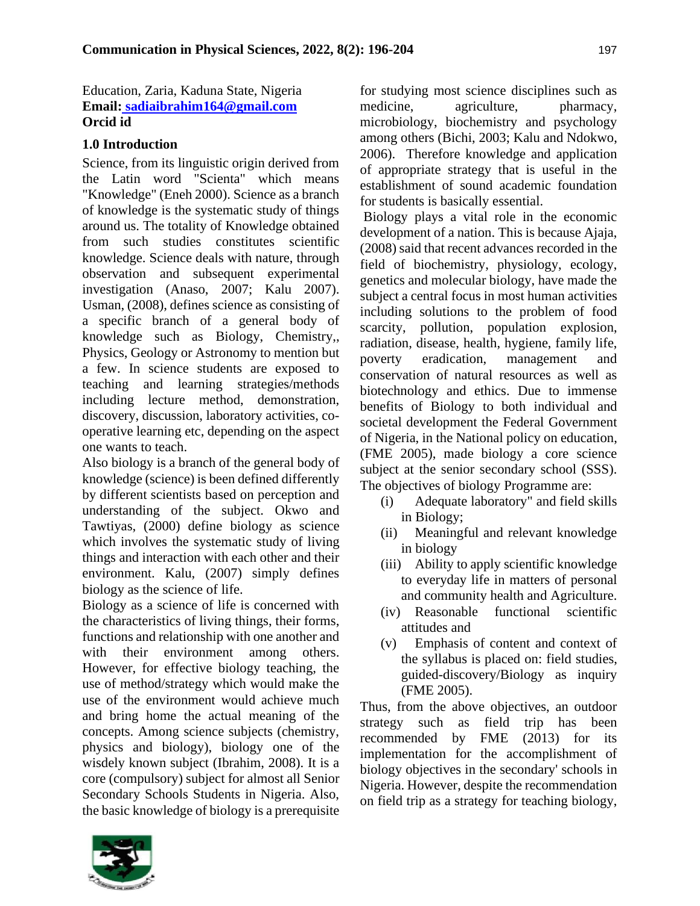Education, Zaria, Kaduna State, Nigeria
**Email: sadiaibrahim164@gmail.com**
**Orcid id**

## 1.0 Introduction

Science, from its linguistic origin derived from the Latin word "Scienta" which means "Knowledge" (Eneh 2000). Science as a branch of knowledge is the systematic study of things around us. The totality of Knowledge obtained from such studies constitutes scientific knowledge. Science deals with nature, through observation and subsequent experimental investigation (Anaso, 2007; Kalu 2007). Usman, (2008), defines science as consisting of a specific branch of a general body of knowledge such as Biology, Chemistry,, Physics, Geology or Astronomy to mention but a few. In science students are exposed to teaching and learning strategies/methods including lecture method, demonstration, discovery, discussion, laboratory activities, co-operative learning etc, depending on the aspect one wants to teach.

Also biology is a branch of the general body of knowledge (science) is been defined differently by different scientists based on perception and understanding of the subject. Okwo and Tawtiyas, (2000) define biology as science which involves the systematic study of living things and interaction with each other and their environment. Kalu, (2007) simply defines biology as the science of life.

Biology as a science of life is concerned with the characteristics of living things, their forms, functions and relationship with one another and with their environment among others. However, for effective biology teaching, the use of method/strategy which would make the use of the environment would achieve much and bring home the actual meaning of the concepts. Among science subjects (chemistry, physics and biology), biology one of the wisdely known subject (Ibrahim, 2008). It is a core (compulsory) subject for almost all Senior Secondary Schools Students in Nigeria. Also, the basic knowledge of biology is a prerequisite for studying most science disciplines such as medicine, agriculture, pharmacy, microbiology, biochemistry and psychology among others (Bichi, 2003; Kalu and Ndokwo, 2006). Therefore knowledge and application of appropriate strategy that is useful in the establishment of sound academic foundation for students is basically essential.

Biology plays a vital role in the economic development of a nation. This is because Ajaja, (2008) said that recent advances recorded in the field of biochemistry, physiology, ecology, genetics and molecular biology, have made the subject a central focus in most human activities including solutions to the problem of food scarcity, pollution, population explosion, radiation, disease, health, hygiene, family life, poverty eradication, management and conservation of natural resources as well as biotechnology and ethics. Due to immense benefits of Biology to both individual and societal development the Federal Government of Nigeria, in the National policy on education, (FME 2005), made biology a core science subject at the senior secondary school (SSS). The objectives of biology Programme are:

(i) Adequate laboratory" and field skills in Biology;
(ii) Meaningful and relevant knowledge in biology
(iii) Ability to apply scientific knowledge to everyday life in matters of personal and community health and Agriculture.
(iv) Reasonable functional scientific attitudes and
(v) Emphasis of content and context of the syllabus is placed on: field studies, guided-discovery/Biology as inquiry (FME 2005).

Thus, from the above objectives, an outdoor strategy such as field trip has been recommended by FME (2013) for its implementation for the accomplishment of biology objectives in the secondary' schools in Nigeria. However, despite the recommendation on field trip as a strategy for teaching biology,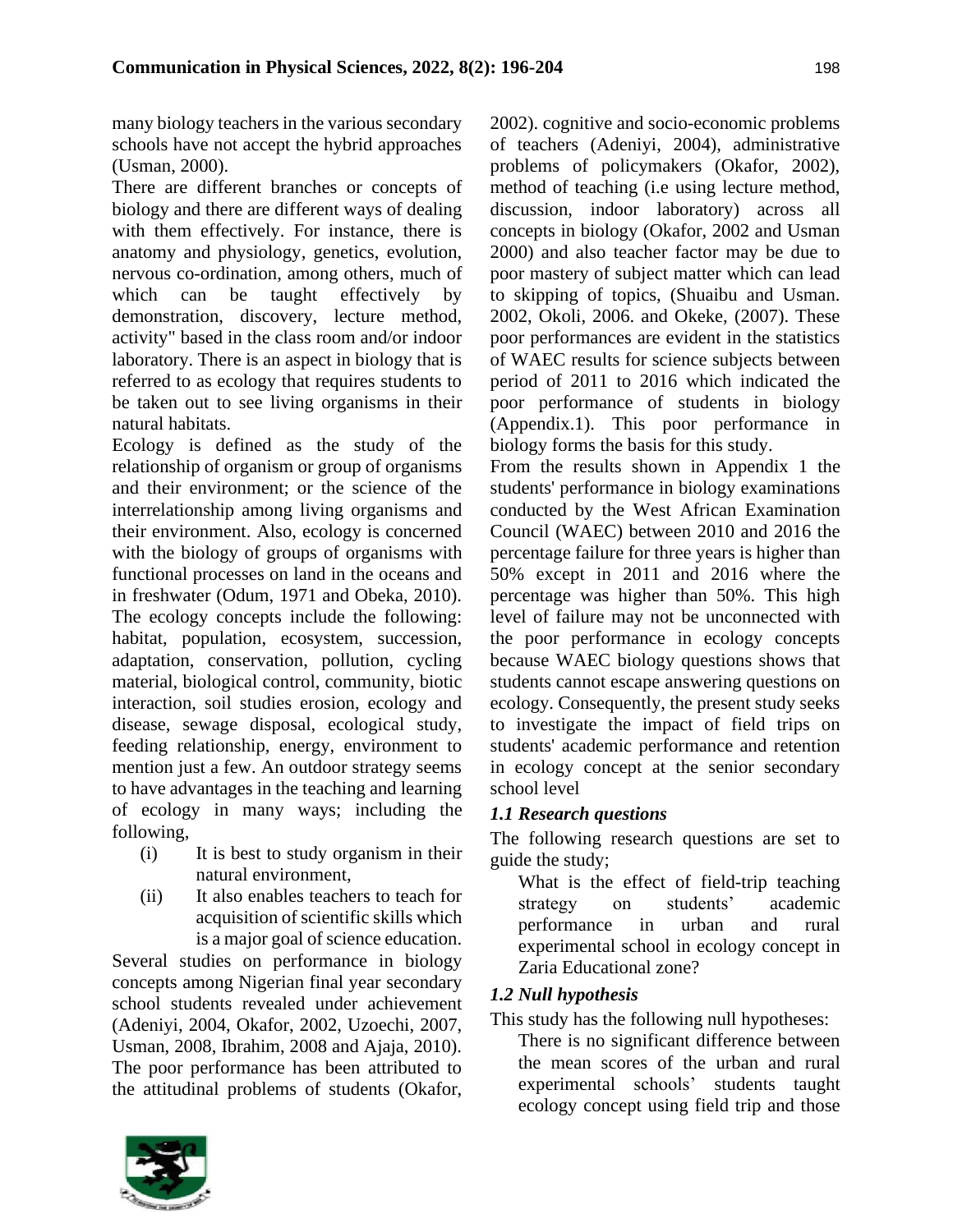many biology teachers in the various secondary schools have not accept the hybrid approaches (Usman, 2000).

There are different branches or concepts of biology and there are different ways of dealing with them effectively. For instance, there is anatomy and physiology, genetics, evolution, nervous co-ordination, among others, much of which can be taught effectively by demonstration, discovery, lecture method, activity" based in the class room and/or indoor laboratory. There is an aspect in biology that is referred to as ecology that requires students to be taken out to see living organisms in their natural habitats.

Ecology is defined as the study of the relationship of organism or group of organisms and their environment; or the science of the interrelationship among living organisms and their environment. Also, ecology is concerned with the biology of groups of organisms with functional processes on land in the oceans and in freshwater (Odum, 1971 and Obeka, 2010). The ecology concepts include the following: habitat, population, ecosystem, succession, adaptation, conservation, pollution, cycling material, biological control, community, biotic interaction, soil studies erosion, ecology and disease, sewage disposal, ecological study, feeding relationship, energy, environment to mention just a few. An outdoor strategy seems to have advantages in the teaching and learning of ecology in many ways; including the following,

(i) It is best to study organism in their natural environment,

(ii) It also enables teachers to teach for acquisition of scientific skills which is a major goal of science education.

Several studies on performance in biology concepts among Nigerian final year secondary school students revealed under achievement (Adeniyi, 2004, Okafor, 2002, Uzoechi, 2007, Usman, 2008, Ibrahim, 2008 and Ajaja, 2010). The poor performance has been attributed to the attitudinal problems of students (Okafor, 2002). cognitive and socio-economic problems of teachers (Adeniyi, 2004), administrative problems of policymakers (Okafor, 2002), method of teaching (i.e using lecture method, discussion, indoor laboratory) across all concepts in biology (Okafor, 2002 and Usman 2000) and also teacher factor may be due to poor mastery of subject matter which can lead to skipping of topics, (Shuaibu and Usman. 2002, Okoli, 2006. and Okeke, (2007). These poor performances are evident in the statistics of WAEC results for science subjects between period of 2011 to 2016 which indicated the poor performance of students in biology (Appendix.1). This poor performance in biology forms the basis for this study.

From the results shown in Appendix 1 the students' performance in biology examinations conducted by the West African Examination Council (WAEC) between 2010 and 2016 the percentage failure for three years is higher than 50% except in 2011 and 2016 where the percentage was higher than 50%. This high level of failure may not be unconnected with the poor performance in ecology concepts because WAEC biology questions shows that students cannot escape answering questions on ecology. Consequently, the present study seeks to investigate the impact of field trips on students' academic performance and retention in ecology concept at the senior secondary school level

### *1.1 Research questions*

The following research questions are set to guide the study;

What is the effect of field-trip teaching strategy on students' academic performance in urban and rural experimental school in ecology concept in Zaria Educational zone?

### *1.2 Null hypothesis*

This study has the following null hypotheses:

There is no significant difference between the mean scores of the urban and rural experimental schools' students taught ecology concept using field trip and those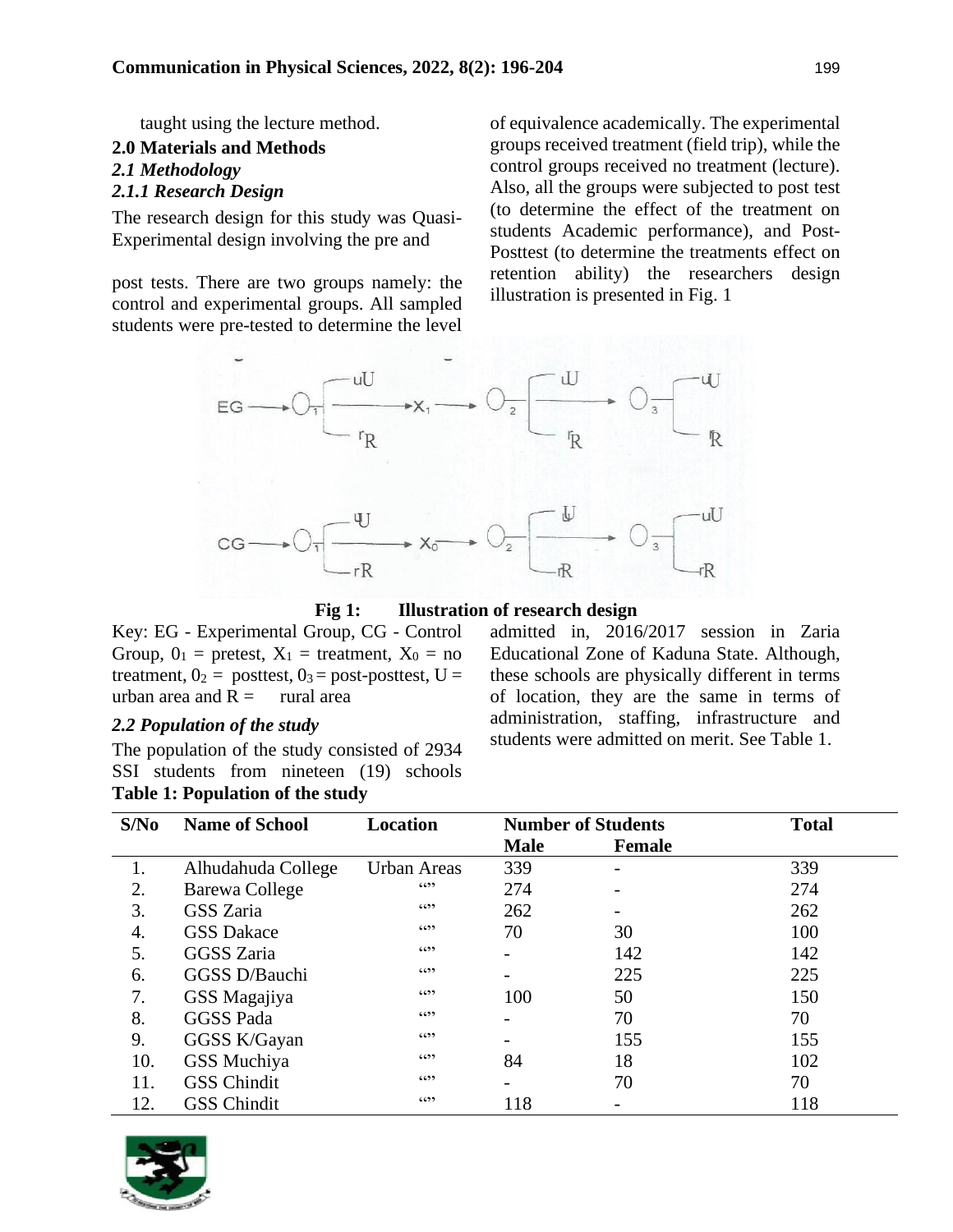taught using the lecture method.

## 2.0 Materials and Methods

### *2.1 Methodology*

#### *2.1.1 Research Design*

The research design for this study was Quasi-Experimental design involving the pre and post tests. There are two groups namely: the control and experimental groups. All sampled students were pre-tested to determine the level of equivalence academically. The experimental groups received treatment (field trip), while the control groups received no treatment (lecture). Also, all the groups were subjected to post test (to determine the effect of the treatment on students Academic performance), and Post-Posttest (to determine the treatments effect on retention ability) the researchers design illustration is presented in Fig. 1

**Fig 1: Illustration of research design**

Key: EG - Experimental Group, CG - Control Group, $0_1$ = pretest, $X_1$ = treatment, $X_0$ = no treatment, $0_2$ = posttest, $0_3$ = post-posttest, U = urban area and R = rural area

### *2.2 Population of the study*

The population of the study consisted of 2934 SSI students from nineteen (19) schools admitted in, 2016/2017 session in Zaria Educational Zone of Kaduna State. Although, these schools are physically different in terms of location, they are the same in terms of administration, staffing, infrastructure and students were admitted on merit. See Table 1.

**Table 1: Population of the study**

| S/No | Name of School | Location | Number of Students | | Total |
|---|---|---|---|---|---|
| | | | Male | Female | |
| 1. | Alhudahuda College | Urban Areas | 339 | - | 339 |
| 2. | Barewa College | “” | 274 | - | 274 |
| 3. | GSS Zaria | “” | 262 | - | 262 |
| 4. | GSS Dakace | “” | 70 | 30 | 100 |
| 5. | GGSS Zaria | “” | - | 142 | 142 |
| 6. | GGSS D/Bauchi | “” | - | 225 | 225 |
| 7. | GSS Magajiya | “” | 100 | 50 | 150 |
| 8. | GGSS Pada | “” | - | 70 | 70 |
| 9. | GGSS K/Gayan | “” | - | 155 | 155 |
| 10. | GSS Muchiya | “” | 84 | 18 | 102 |
| 11. | GSS Chindit | “” | - | 70 | 70 |
| 12. | GSS Chindit | “” | 118 | - | 118 |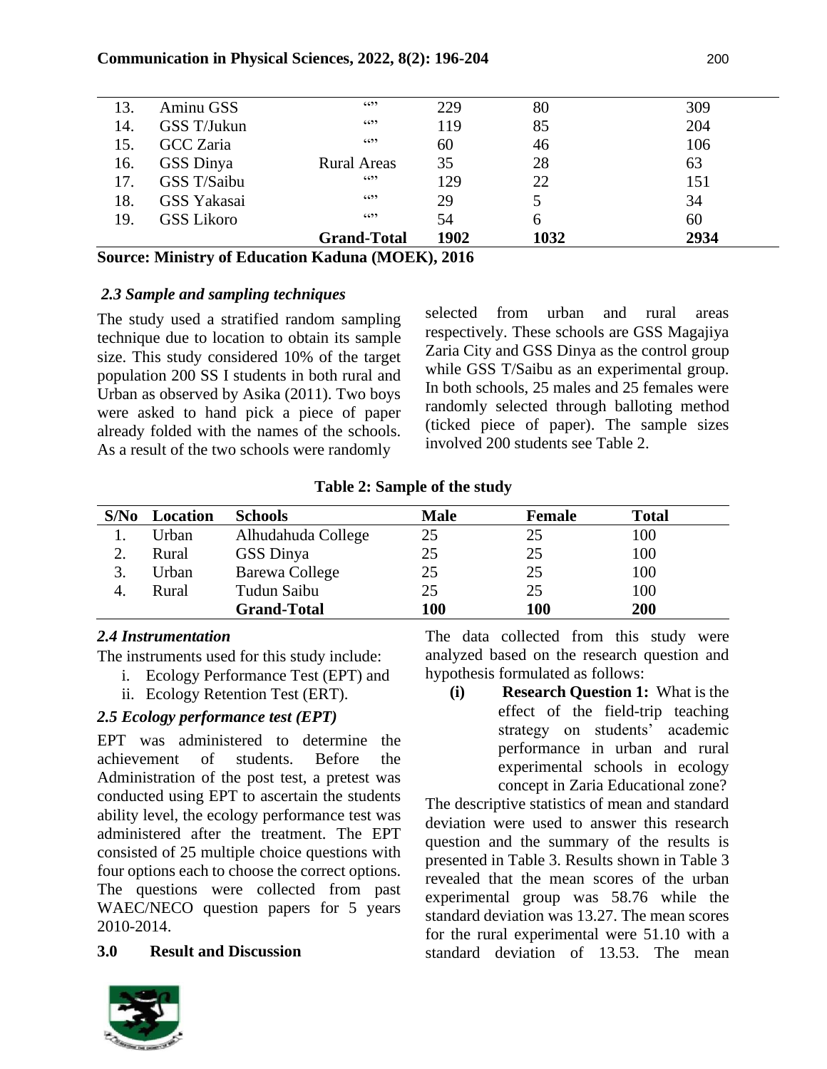| 13. | Aminu GSS | "" | 229 | 80 | 309 |
|---|---|---|---|---|---|
| 14. | GSS T/Jukun | "" | 119 | 85 | 204 |
| 15. | GCC Zaria | "" | 60 | 46 | 106 |
| 16. | GSS Dinya | Rural Areas | 35 | 28 | 63 |
| 17. | GSS T/Saibu | "" | 129 | 22 | 151 |
| 18. | GSS Yakasai | "" | 29 | 5 | 34 |
| 19. | GSS Likoro | "" | 54 | 6 | 60 |
| | | **Grand-Total** | **1902** | **1032** | **2934** |

**Source: Ministry of Education Kaduna (MOEK), 2016**

### *2.3 Sample and sampling techniques*

The study used a stratified random sampling technique due to location to obtain its sample size. This study considered 10% of the target population 200 SS I students in both rural and Urban as observed by Asika (2011). Two boys were asked to hand pick a piece of paper already folded with the names of the schools. As a result of the two schools were randomly selected from urban and rural areas respectively. These schools are GSS Magajiya Zaria City and GSS Dinya as the control group while GSS T/Saibu as an experimental group. In both schools, 25 males and 25 females were randomly selected through balloting method (ticked piece of paper). The sample sizes involved 200 students see Table 2.

**Table 2: Sample of the study**

| S/No | Location | Schools | Male | Female | Total |
|---|---|---|---|---|---|
| 1. | Urban | Alhudahuda College | 25 | 25 | 100 |
| 2. | Rural | GSS Dinya | 25 | 25 | 100 |
| 3. | Urban | Barewa College | 25 | 25 | 100 |
| 4. | Rural | Tudun Saibu | 25 | 25 | 100 |
| | | **Grand-Total** | **100** | **100** | **200** |

### *2.4 Instrumentation*

The instruments used for this study include:

i. Ecology Performance Test (EPT) and
ii. Ecology Retention Test (ERT).

### *2.5 Ecology performance test (EPT)*

EPT was administered to determine the achievement of students. Before the Administration of the post test, a pretest was conducted using EPT to ascertain the students ability level, the ecology performance test was administered after the treatment. The EPT consisted of 25 multiple choice questions with four options each to choose the correct options. The questions were collected from past WAEC/NECO question papers for 5 years 2010-2014.

## 3.0 Result and Discussion

The data collected from this study were analyzed based on the research question and hypothesis formulated as follows:

**(i) Research Question 1:** What is the effect of the field-trip teaching strategy on students' academic performance in urban and rural experimental schools in ecology concept in Zaria Educational zone?

The descriptive statistics of mean and standard deviation were used to answer this research question and the summary of the results is presented in Table 3. Results shown in Table 3 revealed that the mean scores of the urban experimental group was 58.76 while the standard deviation was 13.27. The mean scores for the rural experimental were 51.10 with a standard deviation of 13.53. The mean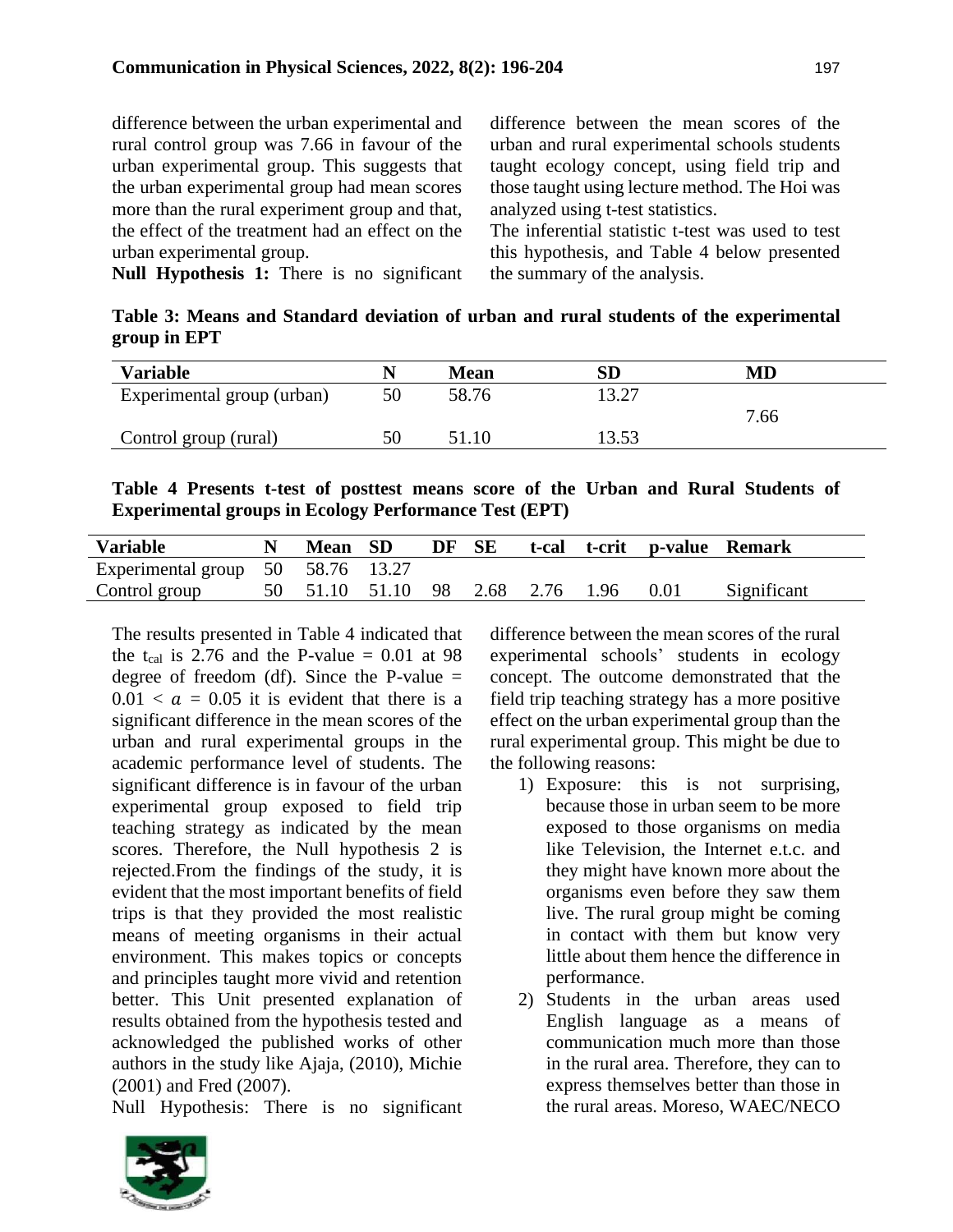difference between the urban experimental and rural control group was 7.66 in favour of the urban experimental group. This suggests that the urban experimental group had mean scores more than the rural experiment group and that, the effect of the treatment had an effect on the urban experimental group.

**Null Hypothesis 1:** There is no significant difference between the mean scores of the urban and rural experimental schools students taught ecology concept, using field trip and those taught using lecture method. The Hoi was analyzed using t-test statistics.

The inferential statistic t-test was used to test this hypothesis, and Table 4 below presented the summary of the analysis.

**Table 3: Means and Standard deviation of urban and rural students of the experimental group in EPT**

| Variable | N | Mean | SD | MD |
|---|---|---|---|---|
| Experimental group (urban) | 50 | 58.76 | 13.27 | 7.66 |
| Control group (rural) | 50 | 51.10 | 13.53 | |

**Table 4 Presents t-test of posttest means score of the Urban and Rural Students of Experimental groups in Ecology Performance Test (EPT)**

| Variable | N | Mean | SD | DF | SE | t-cal | t-crit | p-value | Remark |
|---|---|---|---|---|---|---|---|---|---|
| Experimental group | 50 | 58.76 | 13.27 | | | | | | |
| Control group | 50 | 51.10 | 51.10 | 98 | 2.68 | 2.76 | 1.96 | 0.01 | Significant |

The results presented in Table 4 indicated that the $t_{cal}$ is 2.76 and the P-value = 0.01 at 98 degree of freedom (df). Since the P-value = $0.01 < a = 0.05$ it is evident that there is a significant difference in the mean scores of the urban and rural experimental groups in the academic performance level of students. The significant difference is in favour of the urban experimental group exposed to field trip teaching strategy as indicated by the mean scores. Therefore, the Null hypothesis 2 is rejected.From the findings of the study, it is evident that the most important benefits of field trips is that they provided the most realistic means of meeting organisms in their actual environment. This makes topics or concepts and principles taught more vivid and retention better. This Unit presented explanation of results obtained from the hypothesis tested and acknowledged the published works of other authors in the study like Ajaja, (2010), Michie (2001) and Fred (2007).

Null Hypothesis: There is no significant difference between the mean scores of the rural experimental schools' students in ecology concept. The outcome demonstrated that the field trip teaching strategy has a more positive effect on the urban experimental group than the rural experimental group. This might be due to the following reasons:

1) Exposure: this is not surprising, because those in urban seem to be more exposed to those organisms on media like Television, the Internet e.t.c. and they might have known more about the organisms even before they saw them live. The rural group might be coming in contact with them but know very little about them hence the difference in performance.
2) Students in the urban areas used English language as a means of communication much more than those in the rural area. Therefore, they can to express themselves better than those in the rural areas. Moreso, WAEC/NECO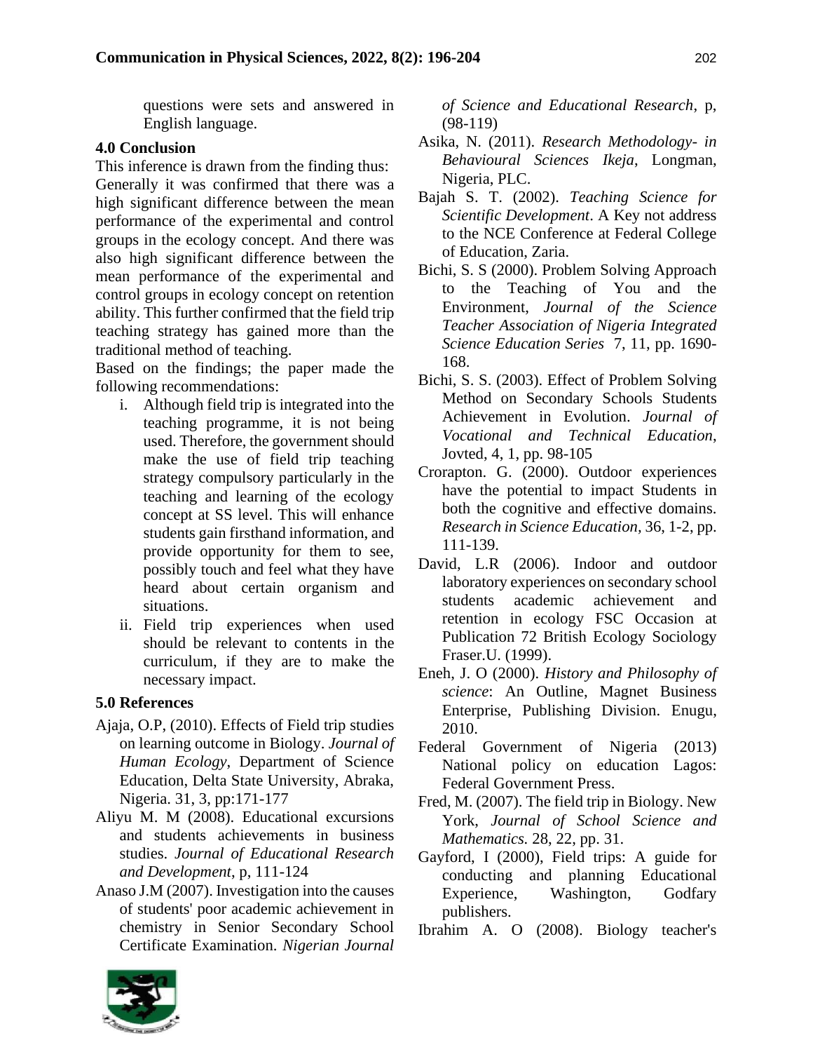questions were sets and answered in English language.

## 4.0 Conclusion

This inference is drawn from the finding thus: Generally it was confirmed that there was a high significant difference between the mean performance of the experimental and control groups in the ecology concept. And there was also high significant difference between the mean performance of the experimental and control groups in ecology concept on retention ability. This further confirmed that the field trip teaching strategy has gained more than the traditional method of teaching.

Based on the findings; the paper made the following recommendations:

i. Although field trip is integrated into the teaching programme, it is not being used. Therefore, the government should make the use of field trip teaching strategy compulsory particularly in the teaching and learning of the ecology concept at SS level. This will enhance students gain firsthand information, and provide opportunity for them to see, possibly touch and feel what they have heard about certain organism and situations.

ii. Field trip experiences when used should be relevant to contents in the curriculum, if they are to make the necessary impact.

## 5.0 References

Ajaja, O.P, (2010). Effects of Field trip studies on learning outcome in Biology. *Journal of Human Ecology*, Department of Science Education, Delta State University, Abraka, Nigeria. 31, 3, pp:171-177

Aliyu M. M (2008). Educational excursions and students achievements in business studies. *Journal of Educational Research and Development*, p, 111-124

Anaso J.M (2007). Investigation into the causes of students' poor academic achievement in chemistry in Senior Secondary School Certificate Examination. *Nigerian Journal of Science and Educational Research*, p, (98-119)

Asika, N. (2011). *Research Methodology- in Behavioural Sciences Ikeja*, Longman, Nigeria, PLC.

Bajah S. T. (2002). *Teaching Science for Scientific Development*. A Key not address to the NCE Conference at Federal College of Education, Zaria.

Bichi, S. S (2000). Problem Solving Approach to the Teaching of You and the Environment, *Journal of the Science Teacher Association of Nigeria Integrated Science Education Series* 7, 11, pp. 1690-168.

Bichi, S. S. (2003). Effect of Problem Solving Method on Secondary Schools Students Achievement in Evolution. *Journal of Vocational and Technical Education*, Jovted, 4, 1, pp. 98-105

Crorapton. G. (2000). Outdoor experiences have the potential to impact Students in both the cognitive and effective domains. *Research in Science Education*, 36, 1-2, pp. 111-139.

David, L.R (2006). Indoor and outdoor laboratory experiences on secondary school students academic achievement and retention in ecology FSC Occasion at Publication 72 British Ecology Sociology Fraser.U. (1999).

Eneh, J. O (2000). *History and Philosophy of science*: An Outline, Magnet Business Enterprise, Publishing Division. Enugu, 2010.

Federal Government of Nigeria (2013) National policy on education Lagos: Federal Government Press.

Fred, M. (2007). The field trip in Biology. New York, *Journal of School Science and Mathematics.* 28, 22, pp. 31.

Gayford, I (2000), Field trips: A guide for conducting and planning Educational Experience, Washington, Godfary publishers.

Ibrahim A. O (2008). Biology teacher's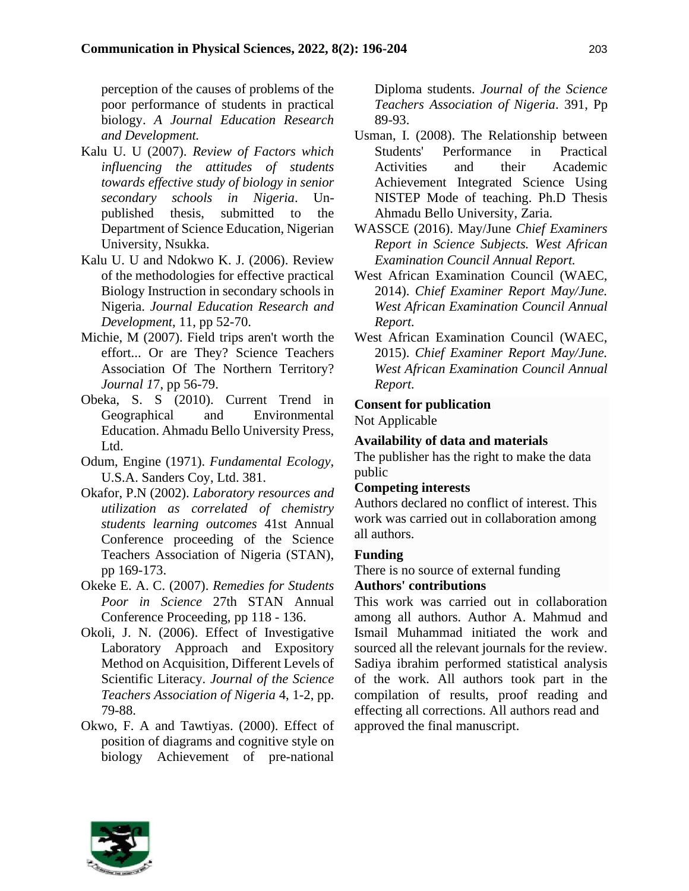perception of the causes of problems of the poor performance of students in practical biology. *A Journal Education Research and Development.*

Kalu U. U (2007). *Review of Factors which influencing the attitudes of students towards effective study of biology in senior secondary schools in Nigeria*. Un-published thesis, submitted to the Department of Science Education, Nigerian University, Nsukka.

Kalu U. U and Ndokwo K. J. (2006). Review of the methodologies for effective practical Biology Instruction in secondary schools in Nigeria. *Journal Education Research and Development*, 11, pp 52-70.

Michie, M (2007). Field trips aren't worth the effort... Or are They? Science Teachers Association Of The Northern Territory? *Journal 1*7, pp 56-79.

Obeka, S. S (2010). Current Trend in Geographical and Environmental Education. Ahmadu Bello University Press, Ltd.

Odum, Engine (1971). *Fundamental Ecology*, U.S.A. Sanders Coy, Ltd. 381.

Okafor, P.N (2002). *Laboratory resources and utilization as correlated of chemistry students learning outcomes* 41st Annual Conference proceeding of the Science Teachers Association of Nigeria (STAN), pp 169-173.

Okeke E. A. C. (2007). *Remedies for Students Poor in Science* 27th STAN Annual Conference Proceeding, pp 118 - 136.

Okoli, J. N. (2006). Effect of Investigative Laboratory Approach and Expository Method on Acquisition, Different Levels of Scientific Literacy. *Journal of the Science Teachers Association of Nigeria* 4, 1-2, pp. 79-88.

Okwo, F. A and Tawtiyas. (2000). Effect of position of diagrams and cognitive style on biology Achievement of pre-national Diploma students. *Journal of the Science Teachers Association of Nigeria*. 391, Pp 89-93.

Usman, I. (2008). The Relationship between Students' Performance in Practical Activities and their Academic Achievement Integrated Science Using NISTEP Mode of teaching. Ph.D Thesis Ahmadu Bello University, Zaria.

WASSCE (2016). May/June *Chief Examiners Report in Science Subjects. West African Examination Council Annual Report.*

West African Examination Council (WAEC, 2014). *Chief Examiner Report May/June. West African Examination Council Annual Report.*

West African Examination Council (WAEC, 2015). *Chief Examiner Report May/June. West African Examination Council Annual Report.*

**Consent for publication**

Not Applicable

**Availability of data and materials**

The publisher has the right to make the data public

**Competing interests**

Authors declared no conflict of interest. This work was carried out in collaboration among all authors.

**Funding**

There is no source of external funding

**Authors' contributions**

This work was carried out in collaboration among all authors. Author A. Mahmud and Ismail Muhammad initiated the work and sourced all the relevant journals for the review. Sadiya ibrahim performed statistical analysis of the work. All authors took part in the compilation of results, proof reading and effecting all corrections. All authors read and approved the final manuscript.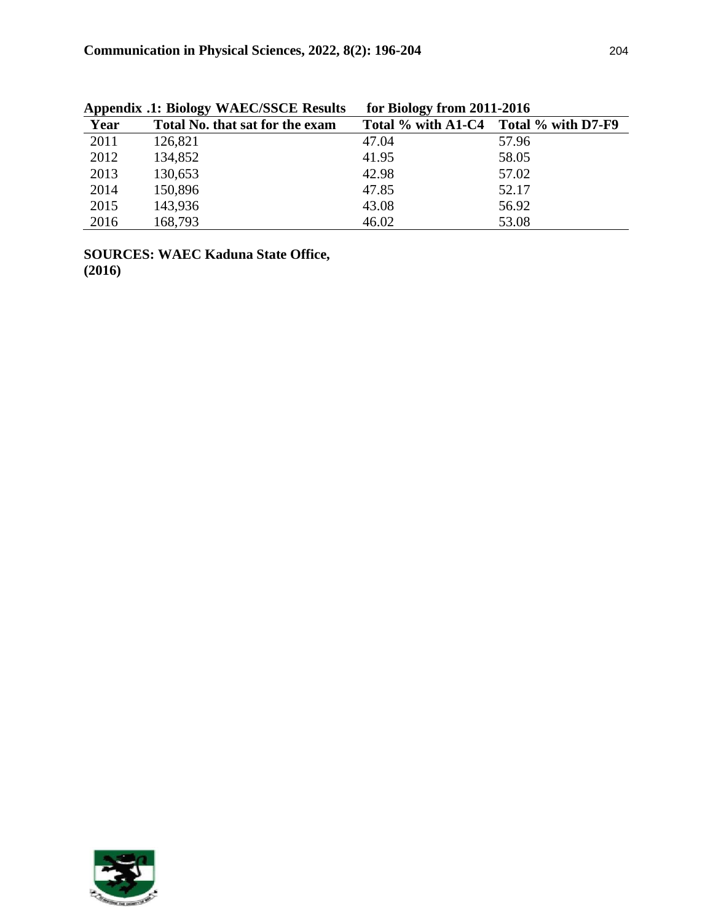**Appendix .1: Biology WAEC/SSCE Results for Biology from 2011-2016**

| Year | Total No. that sat for the exam | Total % with A1-C4 | Total % with D7-F9 |
|---|---|---|---|
| 2011 | 126,821 | 47.04 | 57.96 |
| 2012 | 134,852 | 41.95 | 58.05 |
| 2013 | 130,653 | 42.98 | 57.02 |
| 2014 | 150,896 | 47.85 | 52.17 |
| 2015 | 143,936 | 43.08 | 56.92 |
| 2016 | 168,793 | 46.02 | 53.08 |

**SOURCES: WAEC Kaduna State Office, (2016)**